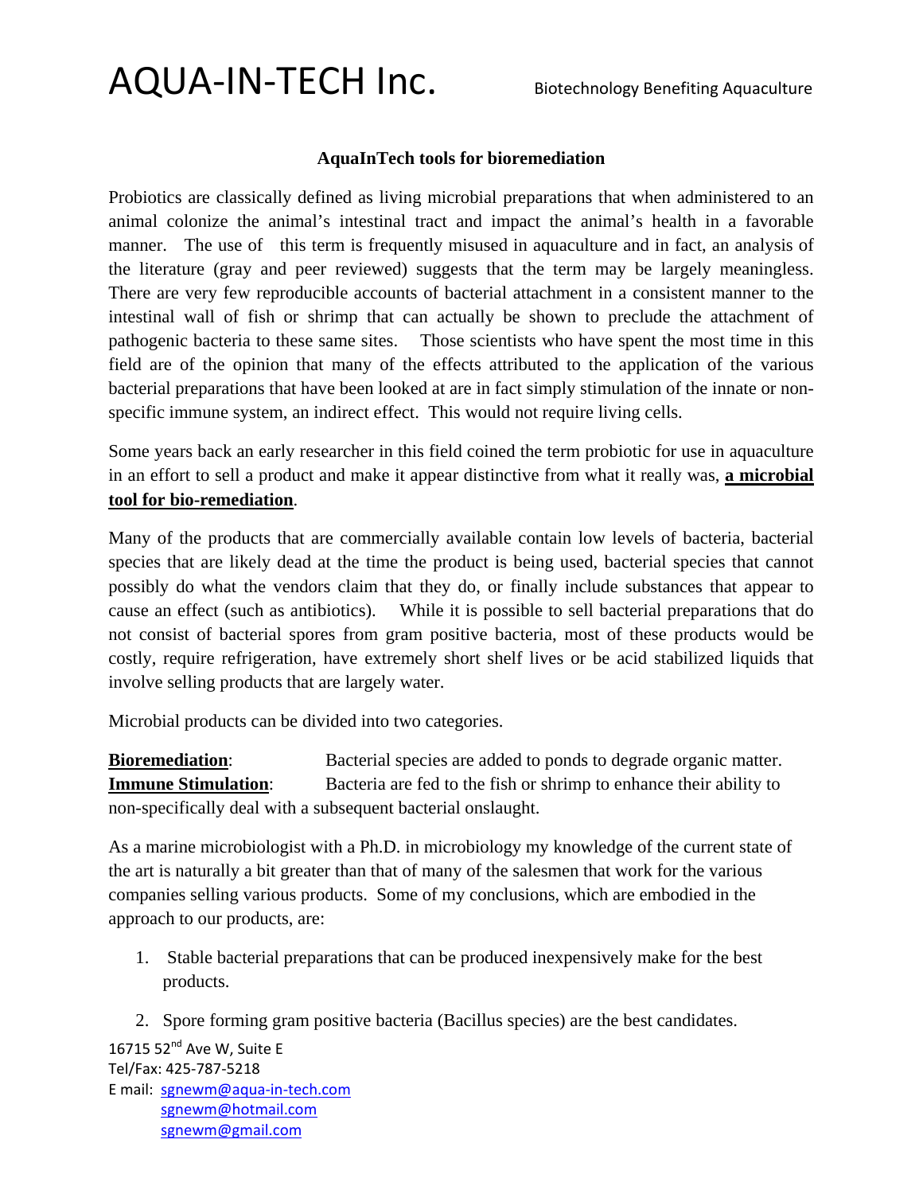# AQUA-IN-TECH Inc.

Biotechnology Benefiting Aquaculture

## AquaInTech tools for bioremediation

Probiotics are classically defined as living microbial preparations that when administered to an animal colonize the animal's intestinal tract and impact the animal's health in a favorable manner. The use of this term is frequently misused in aquaculture and in fact, an analysis of the literature (gray and peer reviewed) suggests that the term may be largely meaningless. There are very few reproducible accounts of bacterial attachment in a consistent manner to the intestinal wall of fish or shrimp that can actually be shown to preclude the attachment of pathogenic bacteria to these same sites. Those scientists who have spent the most time in this field are of the opinion that many of the effects attributed to the application of the various bacterial preparations that have been looked at are in fact simply stimulation of the innate or non-specific immune system, an indirect effect. This would not require living cells.

Some years back an early researcher in this field coined the term probiotic for use in aquaculture in an effort to sell a product and make it appear distinctive from what it really was, **a microbial tool for bio-remediation**.

Many of the products that are commercially available contain low levels of bacteria, bacterial species that are likely dead at the time the product is being used, bacterial species that cannot possibly do what the vendors claim that they do, or finally include substances that appear to cause an effect (such as antibiotics). While it is possible to sell bacterial preparations that do not consist of bacterial spores from gram positive bacteria, most of these products would be costly, require refrigeration, have extremely short shelf lives or be acid stabilized liquids that involve selling products that are largely water.

Microbial products can be divided into two categories.

**Bioremediation**: Bacterial species are added to ponds to degrade organic matter.
**Immune Stimulation**: Bacteria are fed to the fish or shrimp to enhance their ability to non-specifically deal with a subsequent bacterial onslaught.

As a marine microbiologist with a Ph.D. in microbiology my knowledge of the current state of the art is naturally a bit greater than that of many of the salesmen that work for the various companies selling various products. Some of my conclusions, which are embodied in the approach to our products, are:

1. Stable bacterial preparations that can be produced inexpensively make for the best products.
2. Spore forming gram positive bacteria (Bacillus species) are the best candidates.

16715 52nd Ave W, Suite E
Tel/Fax: 425-787-5218
E mail: sgnewm@aqua-in-tech.com
sgnewm@hotmail.com
sgnewm@gmail.com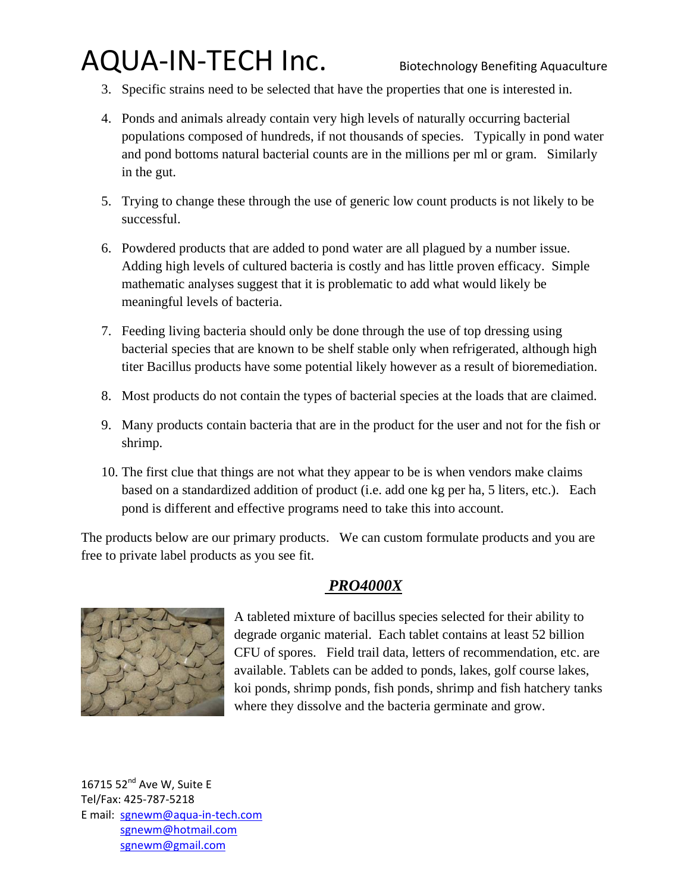3. Specific strains need to be selected that have the properties that one is interested in.

4. Ponds and animals already contain very high levels of naturally occurring bacterial populations composed of hundreds, if not thousands of species. Typically in pond water and pond bottoms natural bacterial counts are in the millions per ml or gram. Similarly in the gut.

5. Trying to change these through the use of generic low count products is not likely to be successful.

6. Powdered products that are added to pond water are all plagued by a number issue. Adding high levels of cultured bacteria is costly and has little proven efficacy. Simple mathematic analyses suggest that it is problematic to add what would likely be meaningful levels of bacteria.

7. Feeding living bacteria should only be done through the use of top dressing using bacterial species that are known to be shelf stable only when refrigerated, although high titer Bacillus products have some potential likely however as a result of bioremediation.

8. Most products do not contain the types of bacterial species at the loads that are claimed.

9. Many products contain bacteria that are in the product for the user and not for the fish or shrimp.

10. The first clue that things are not what they appear to be is when vendors make claims based on a standardized addition of product (i.e. add one kg per ha, 5 liters, etc.). Each pond is different and effective programs need to take this into account.

The products below are our primary products. We can custom formulate products and you are free to private label products as you see fit.

## ***PRO4000X***

A tableted mixture of bacillus species selected for their ability to degrade organic material. Each tablet contains at least 52 billion CFU of spores. Field trail data, letters of recommendation, etc. are available. Tablets can be added to ponds, lakes, golf course lakes, koi ponds, shrimp ponds, fish ponds, shrimp and fish hatchery tanks where they dissolve and the bacteria germinate and grow.

16715 52nd Ave W, Suite E
Tel/Fax: 425-787-5218
E mail: sgnewm@aqua-in-tech.com
sgnewm@hotmail.com
sgnewm@gmail.com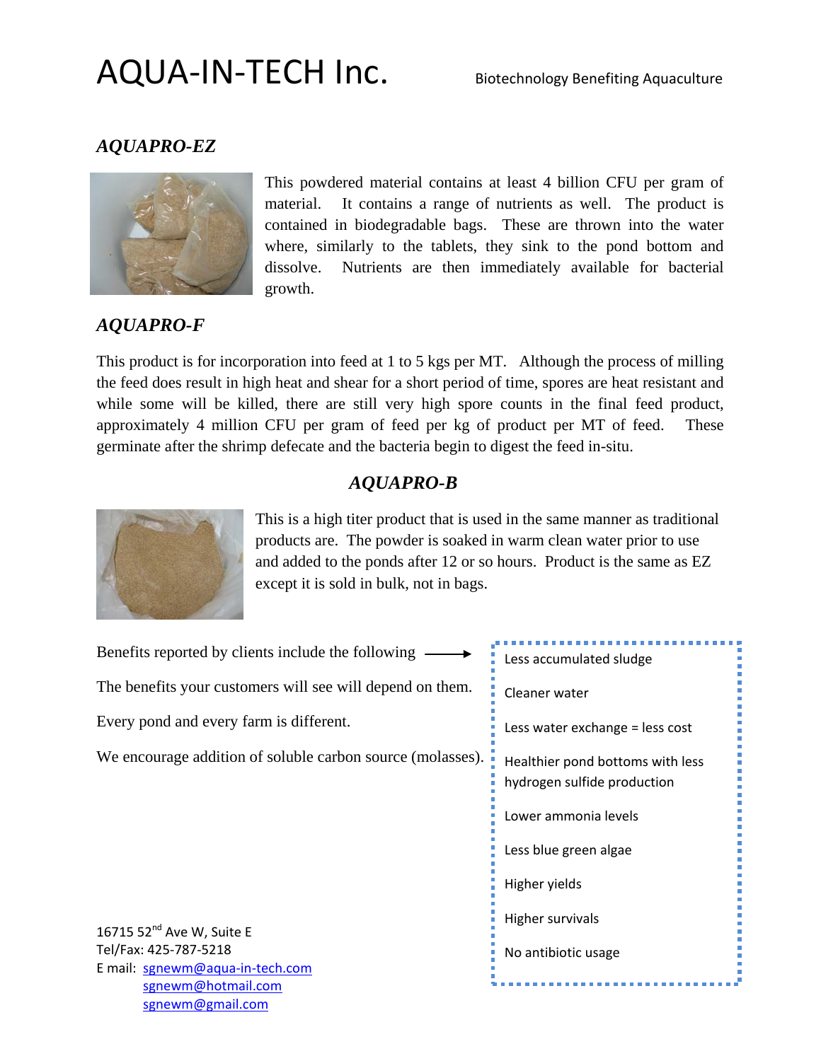# AQUA-IN-TECH Inc.

Biotechnology Benefiting Aquaculture

## *AQUAPRO-EZ*

This powdered material contains at least 4 billion CFU per gram of material. It contains a range of nutrients as well. The product is contained in biodegradable bags. These are thrown into the water where, similarly to the tablets, they sink to the pond bottom and dissolve. Nutrients are then immediately available for bacterial growth.

## *AQUAPRO-F*

This product is for incorporation into feed at 1 to 5 kgs per MT. Although the process of milling the feed does result in high heat and shear for a short period of time, spores are heat resistant and while some will be killed, there are still very high spore counts in the final feed product, approximately 4 million CFU per gram of feed per kg of product per MT of feed. These germinate after the shrimp defecate and the bacteria begin to digest the feed in-situ.

## *AQUAPRO-B*

This is a high titer product that is used in the same manner as traditional products are. The powder is soaked in warm clean water prior to use and added to the ponds after 12 or so hours. Product is the same as EZ except it is sold in bulk, not in bags.

Benefits reported by clients include the following →

- Less accumulated sludge
- Cleaner water
- Less water exchange = less cost
- Healthier pond bottoms with less hydrogen sulfide production
- Lower ammonia levels
- Less blue green algae
- Higher yields
- Higher survivals
- No antibiotic usage

The benefits your customers will see will depend on them.

Every pond and every farm is different.

We encourage addition of soluble carbon source (molasses).

16715 52nd Ave W, Suite E
Tel/Fax: 425-787-5218
E mail: sgnewm@aqua-in-tech.com
sgnewm@hotmail.com
sgnewm@gmail.com